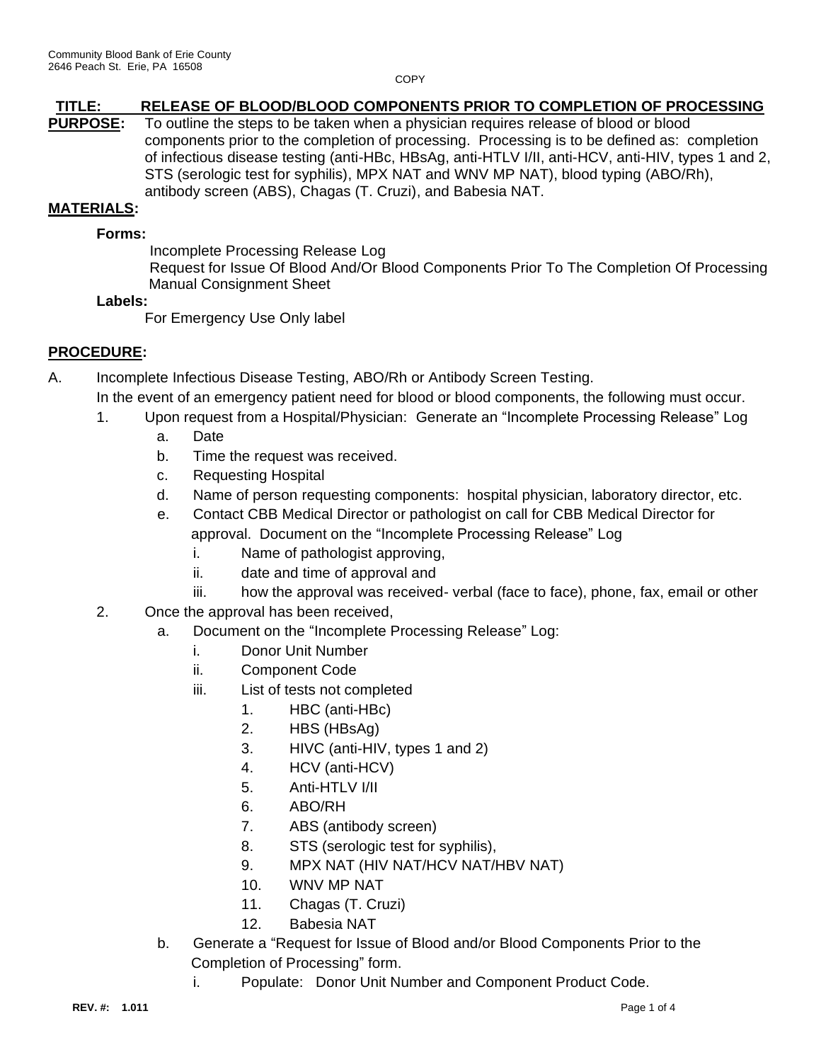Community Blood Bank of Erie County
2646 Peach St. Erie, PA 16508

COPY

# TITLE: RELEASE OF BLOOD/BLOOD COMPONENTS PRIOR TO COMPLETION OF PROCESSING

**PURPOSE:** To outline the steps to be taken when a physician requires release of blood or blood components prior to the completion of processing. Processing is to be defined as: completion of infectious disease testing (anti-HBc, HBsAg, anti-HTLV I/II, anti-HCV, anti-HIV, types 1 and 2, STS (serologic test for syphilis), MPX NAT and WNV MP NAT), blood typing (ABO/Rh), antibody screen (ABS), Chagas (T. Cruzi), and Babesia NAT.

## MATERIALS:

**Forms:**

Incomplete Processing Release Log
Request for Issue Of Blood And/Or Blood Components Prior To The Completion Of Processing
Manual Consignment Sheet

**Labels:**

For Emergency Use Only label

## PROCEDURE:

A. Incomplete Infectious Disease Testing, ABO/Rh or Antibody Screen Testing.
In the event of an emergency patient need for blood or blood components, the following must occur.

1. Upon request from a Hospital/Physician: Generate an "Incomplete Processing Release" Log
   a. Date
   b. Time the request was received.
   c. Requesting Hospital
   d. Name of person requesting components: hospital physician, laboratory director, etc.
   e. Contact CBB Medical Director or pathologist on call for CBB Medical Director for approval. Document on the "Incomplete Processing Release" Log
      i. Name of pathologist approving,
      ii. date and time of approval and
      iii. how the approval was received- verbal (face to face), phone, fax, email or other
2. Once the approval has been received,
   a. Document on the "Incomplete Processing Release" Log:
      i. Donor Unit Number
      ii. Component Code
      iii. List of tests not completed
         1. HBC (anti-HBc)
         2. HBS (HBsAg)
         3. HIVC (anti-HIV, types 1 and 2)
         4. HCV (anti-HCV)
         5. Anti-HTLV I/II
         6. ABO/RH
         7. ABS (antibody screen)
         8. STS (serologic test for syphilis),
         9. MPX NAT (HIV NAT/HCV NAT/HBV NAT)
         10. WNV MP NAT
         11. Chagas (T. Cruzi)
         12. Babesia NAT
   b. Generate a "Request for Issue of Blood and/or Blood Components Prior to the Completion of Processing" form.
      i. Populate: Donor Unit Number and Component Product Code.

**REV. #: 1.011**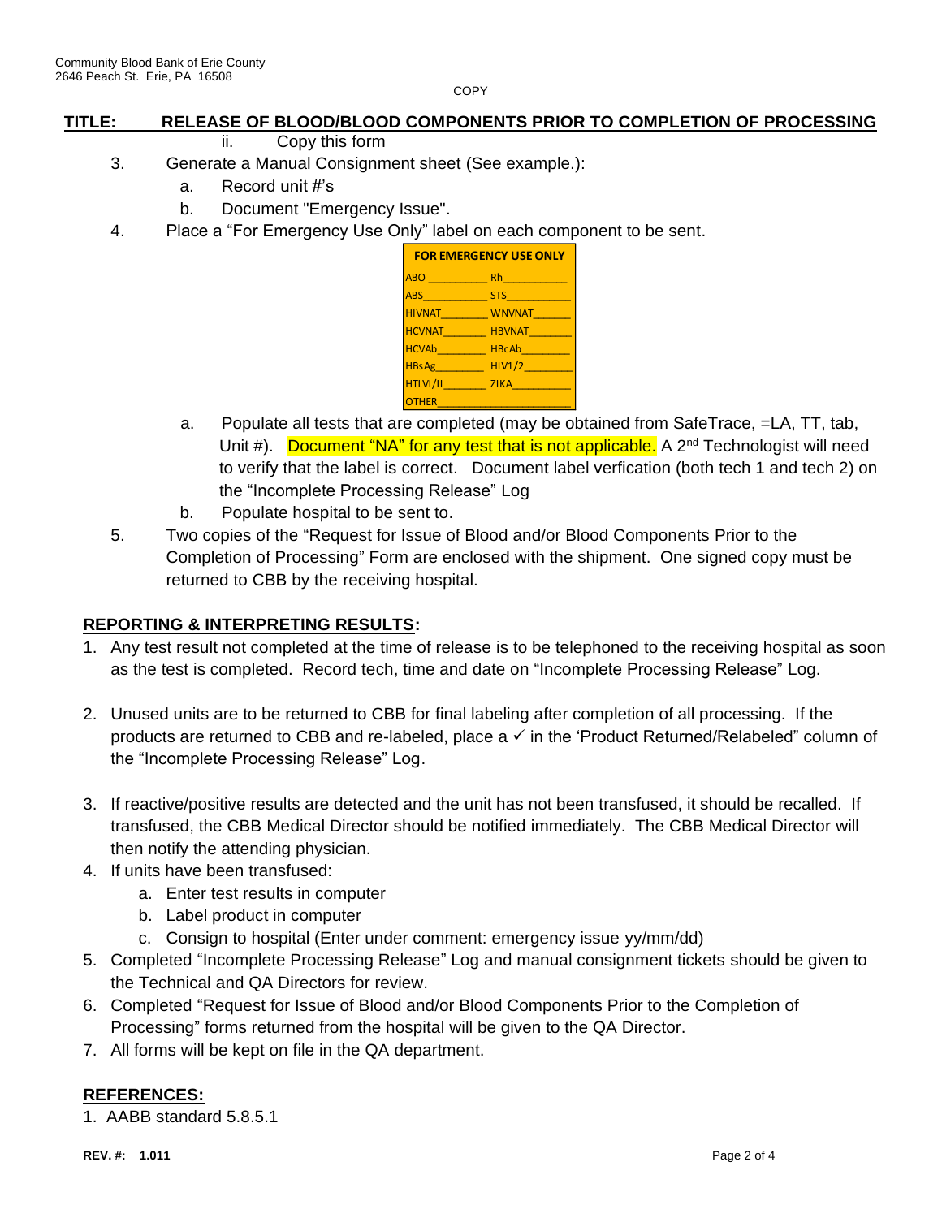Community Blood Bank of Erie County
2646 Peach St. Erie, PA 16508

COPY

**TITLE: RELEASE OF BLOOD/BLOOD COMPONENTS PRIOR TO COMPLETION OF PROCESSING**

ii. Copy this form

3. Generate a Manual Consignment sheet (See example.):
   a. Record unit #'s
   b. Document "Emergency Issue".
4. Place a "For Emergency Use Only" label on each component to be sent.

| FOR EMERGENCY USE ONLY | |
|---|---|
| ABO __________ | Rh___________ |
| ABS___________ | STS___________ |
| HIVNAT________ | WNVNAT_______ |
| HCVNAT________ | HBVNAT________ |
| HCVAb________ | HBcAb________ |
| HBsAg________ | HIV1/2________ |
| HTLVI/II________ | ZIKA__________ |
| OTHER________________________ | |

   a. Populate all tests that are completed (may be obtained from SafeTrace, =LA, TT, tab, Unit #). Document "NA" for any test that is not applicable. A 2nd Technologist will need to verify that the label is correct. Document label verfication (both tech 1 and tech 2) on the "Incomplete Processing Release" Log
   b. Populate hospital to be sent to.
5. Two copies of the "Request for Issue of Blood and/or Blood Components Prior to the Completion of Processing" Form are enclosed with the shipment. One signed copy must be returned to CBB by the receiving hospital.

## REPORTING & INTERPRETING RESULTS:

1. Any test result not completed at the time of release is to be telephoned to the receiving hospital as soon as the test is completed. Record tech, time and date on "Incomplete Processing Release" Log.

2. Unused units are to be returned to CBB for final labeling after completion of all processing. If the products are returned to CBB and re-labeled, place a ✓ in the 'Product Returned/Relabeled" column of the "Incomplete Processing Release" Log.

3. If reactive/positive results are detected and the unit has not been transfused, it should be recalled. If transfused, the CBB Medical Director should be notified immediately. The CBB Medical Director will then notify the attending physician.
4. If units have been transfused:
   a. Enter test results in computer
   b. Label product in computer
   c. Consign to hospital (Enter under comment: emergency issue yy/mm/dd)
5. Completed "Incomplete Processing Release" Log and manual consignment tickets should be given to the Technical and QA Directors for review.
6. Completed "Request for Issue of Blood and/or Blood Components Prior to the Completion of Processing" forms returned from the hospital will be given to the QA Director.
7. All forms will be kept on file in the QA department.

## REFERENCES:

1. AABB standard 5.8.5.1

**REV. #: 1.011**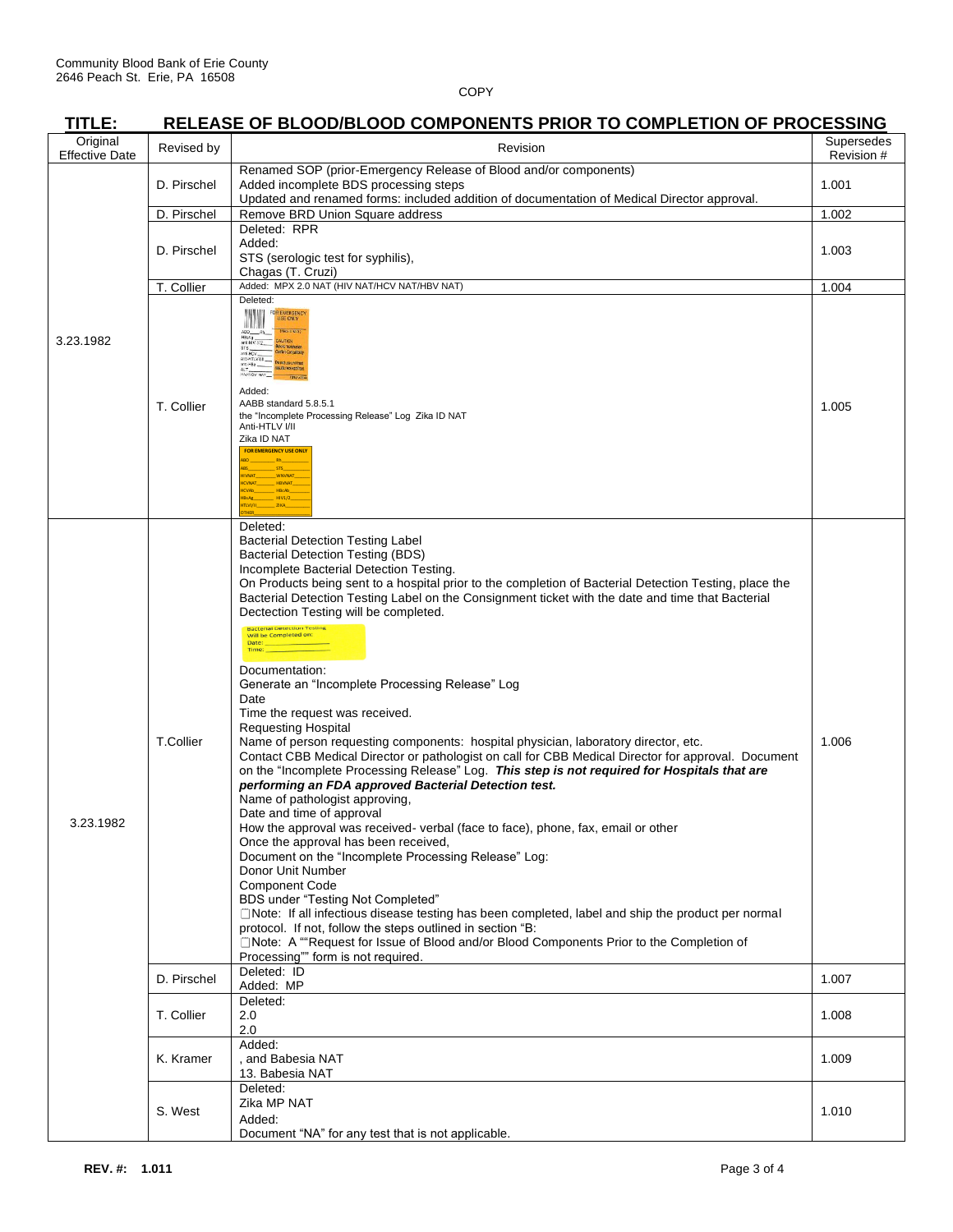Community Blood Bank of Erie County
2646 Peach St. Erie, PA 16508

COPY

## TITLE: RELEASE OF BLOOD/BLOOD COMPONENTS PRIOR TO COMPLETION OF PROCESSING

| Original Effective Date | Revised by | Revision | Supersedes Revision # |
|---|---|---|---|
| 3.23.1982 | D. Pirschel | Renamed SOP (prior-Emergency Release of Blood and/or components)<br>Added incomplete BDS processing steps<br>Updated and renamed forms: included addition of documentation of Medical Director approval. | 1.001 |
| | D. Pirschel | Remove BRD Union Square address | 1.002 |
| | D. Pirschel | Deleted: RPR<br>Added:<br>STS (serologic test for syphilis),<br>Chagas (T. Cruzi) | 1.003 |
| | T. Collier | Added: MPX 2.0 NAT (HIV NAT/HCV NAT/HBV NAT) | 1.004 |
| | T. Collier | Deleted:<br>[FOR EMERGENCY USE ONLY label]<br>Added:<br>AABB standard 5.8.5.1<br>the "Incomplete Processing Release" Log Zika ID NAT<br>Anti-HTLV I/II<br>Zika ID NAT<br>[FOR EMERGENCY USE ONLY label] | 1.005 |
| 3.23.1982 | T.Collier | Deleted:<br>Bacterial Detection Testing Label<br>Bacterial Detection Testing (BDS)<br>Incomplete Bacterial Detection Testing.<br>On Products being sent to a hospital prior to the completion of Bacterial Detection Testing, place the Bacterial Detection Testing Label on the Consignment ticket with the date and time that Bacterial Dectection Testing will be completed.<br>[Bacterial Detection Testing Will be Completed on: Date: Time: label]<br>Documentation:<br>Generate an "Incomplete Processing Release" Log<br>Date<br>Time the request was received.<br>Requesting Hospital<br>Name of person requesting components: hospital physician, laboratory director, etc.<br>Contact CBB Medical Director or pathologist on call for CBB Medical Director for approval. Document on the "Incomplete Processing Release" Log. ***This step is not required for Hospitals that are performing an FDA approved Bacterial Detection test.***<br>Name of pathologist approving,<br>Date and time of approval<br>How the approval was received- verbal (face to face), phone, fax, email or other<br>Once the approval has been received,<br>Document on the "Incomplete Processing Release" Log:<br>Donor Unit Number<br>Component Code<br>BDS under "Testing Not Completed"<br>Note: If all infectious disease testing has been completed, label and ship the product per normal protocol. If not, follow the steps outlined in section "B:<br>Note: A ""Request for Issue of Blood and/or Blood Components Prior to the Completion of Processing"" form is not required. | 1.006 |
| | D. Pirschel | Deleted: ID<br>Added: MP | 1.007 |
| | T. Collier | Deleted:<br>2.0<br>2.0 | 1.008 |
| | K. Kramer | Added:<br>, and Babesia NAT<br>13. Babesia NAT | 1.009 |
| | S. West | Deleted:<br>Zika MP NAT<br>Added:<br>Document "NA" for any test that is not applicable. | 1.010 |

**REV. #: 1.011**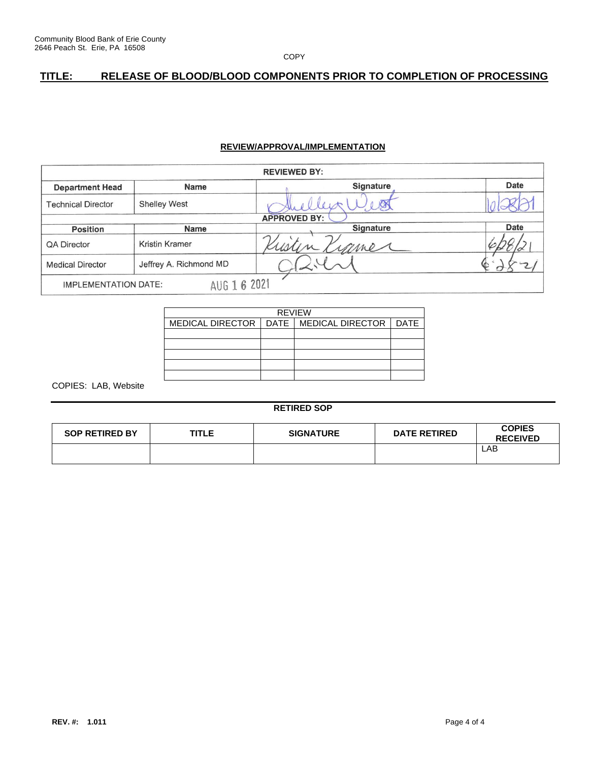Community Blood Bank of Erie County
2646 Peach St. Erie, PA 16508

COPY

# TITLE: RELEASE OF BLOOD/BLOOD COMPONENTS PRIOR TO COMPLETION OF PROCESSING

**REVIEW/APPROVAL/IMPLEMENTATION**

| REVIEWED BY: | | | |
|---|---|---|---|
| **Department Head** | **Name** | **Signature** | **Date** |
| Technical Director | Shelley West | Shelley West | 6/28/21 |
| **APPROVED BY:** | | | |
| **Position** | **Name** | **Signature** | **Date** |
| QA Director | Kristin Kramer | Kristin Kramer | 6/28/21 |
| Medical Director | Jeffrey A. Richmond MD | JRichmond | 6-28-21 |
| IMPLEMENTATION DATE: | AUG 16 2021 | | |

| REVIEW | | | |
|---|---|---|---|
| MEDICAL DIRECTOR | DATE | MEDICAL DIRECTOR | DATE |
| | | | |
| | | | |
| | | | |
| | | | |
| | | | |

COPIES: LAB, Website

**RETIRED SOP**

| SOP RETIRED BY | TITLE | SIGNATURE | DATE RETIRED | COPIES RECEIVED |
|---|---|---|---|---|
| | | | | LAB |

**REV. #: 1.011**